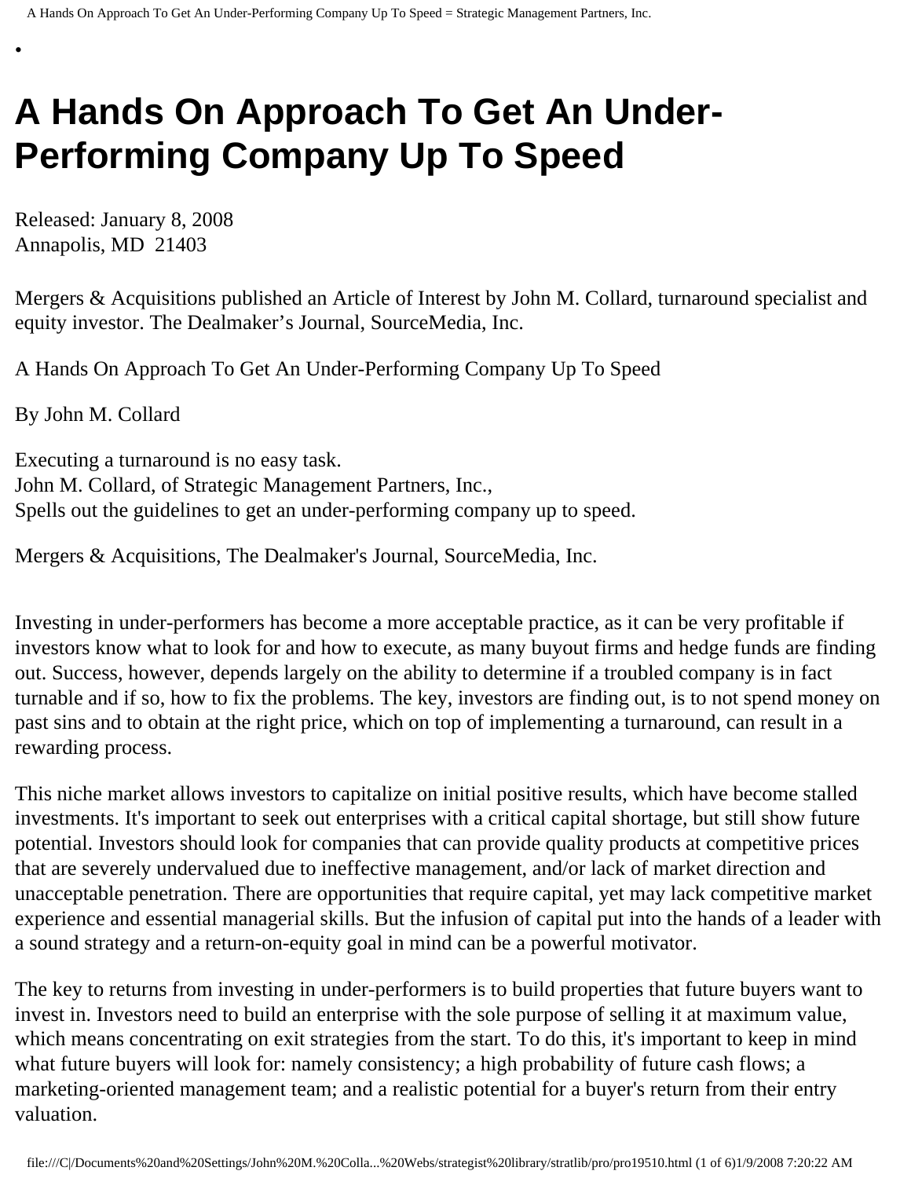•

# A Hands On Approach To Get An Under-Performing Company Up To Speed

Released: January 8, 2008
Annapolis, MD 21403

Mergers & Acquisitions published an Article of Interest by John M. Collard, turnaround specialist and equity investor. The Dealmaker's Journal, SourceMedia, Inc.

A Hands On Approach To Get An Under-Performing Company Up To Speed

By John M. Collard

Executing a turnaround is no easy task.
John M. Collard, of Strategic Management Partners, Inc.,
Spells out the guidelines to get an under-performing company up to speed.

Mergers & Acquisitions, The Dealmaker's Journal, SourceMedia, Inc.

Investing in under-performers has become a more acceptable practice, as it can be very profitable if investors know what to look for and how to execute, as many buyout firms and hedge funds are finding out. Success, however, depends largely on the ability to determine if a troubled company is in fact turnable and if so, how to fix the problems. The key, investors are finding out, is to not spend money on past sins and to obtain at the right price, which on top of implementing a turnaround, can result in a rewarding process.

This niche market allows investors to capitalize on initial positive results, which have become stalled investments. It's important to seek out enterprises with a critical capital shortage, but still show future potential. Investors should look for companies that can provide quality products at competitive prices that are severely undervalued due to ineffective management, and/or lack of market direction and unacceptable penetration. There are opportunities that require capital, yet may lack competitive market experience and essential managerial skills. But the infusion of capital put into the hands of a leader with a sound strategy and a return-on-equity goal in mind can be a powerful motivator.

The key to returns from investing in under-performers is to build properties that future buyers want to invest in. Investors need to build an enterprise with the sole purpose of selling it at maximum value, which means concentrating on exit strategies from the start. To do this, it's important to keep in mind what future buyers will look for: namely consistency; a high probability of future cash flows; a marketing-oriented management team; and a realistic potential for a buyer's return from their entry valuation.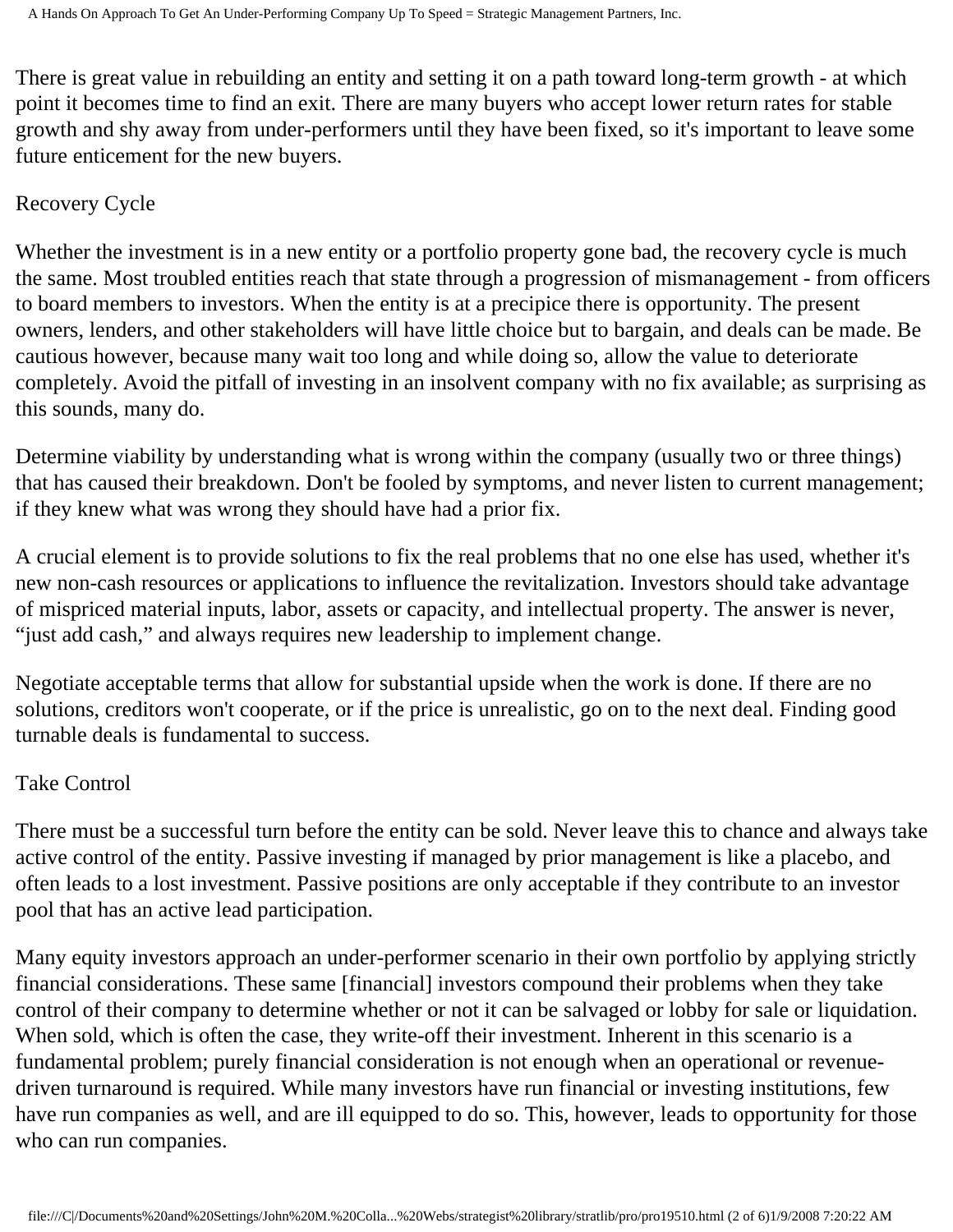There is great value in rebuilding an entity and setting it on a path toward long-term growth - at which point it becomes time to find an exit. There are many buyers who accept lower return rates for stable growth and shy away from under-performers until they have been fixed, so it's important to leave some future enticement for the new buyers.

## Recovery Cycle

Whether the investment is in a new entity or a portfolio property gone bad, the recovery cycle is much the same. Most troubled entities reach that state through a progression of mismanagement - from officers to board members to investors. When the entity is at a precipice there is opportunity. The present owners, lenders, and other stakeholders will have little choice but to bargain, and deals can be made. Be cautious however, because many wait too long and while doing so, allow the value to deteriorate completely. Avoid the pitfall of investing in an insolvent company with no fix available; as surprising as this sounds, many do.

Determine viability by understanding what is wrong within the company (usually two or three things) that has caused their breakdown. Don't be fooled by symptoms, and never listen to current management; if they knew what was wrong they should have had a prior fix.

A crucial element is to provide solutions to fix the real problems that no one else has used, whether it's new non-cash resources or applications to influence the revitalization. Investors should take advantage of mispriced material inputs, labor, assets or capacity, and intellectual property. The answer is never, "just add cash," and always requires new leadership to implement change.

Negotiate acceptable terms that allow for substantial upside when the work is done. If there are no solutions, creditors won't cooperate, or if the price is unrealistic, go on to the next deal. Finding good turnable deals is fundamental to success.

## Take Control

There must be a successful turn before the entity can be sold. Never leave this to chance and always take active control of the entity. Passive investing if managed by prior management is like a placebo, and often leads to a lost investment. Passive positions are only acceptable if they contribute to an investor pool that has an active lead participation.

Many equity investors approach an under-performer scenario in their own portfolio by applying strictly financial considerations. These same [financial] investors compound their problems when they take control of their company to determine whether or not it can be salvaged or lobby for sale or liquidation. When sold, which is often the case, they write-off their investment. Inherent in this scenario is a fundamental problem; purely financial consideration is not enough when an operational or revenue-driven turnaround is required. While many investors have run financial or investing institutions, few have run companies as well, and are ill equipped to do so. This, however, leads to opportunity for those who can run companies.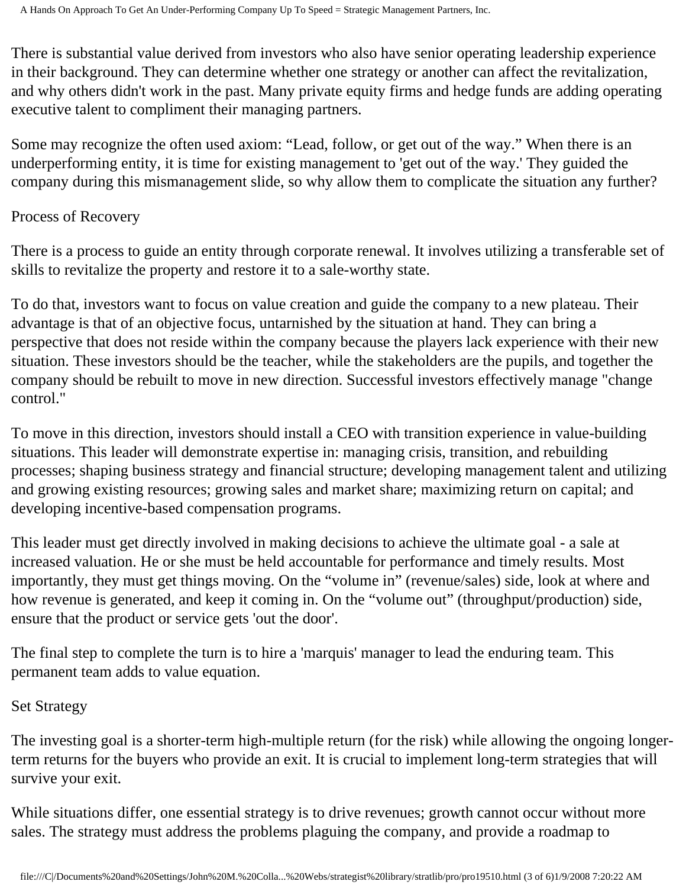There is substantial value derived from investors who also have senior operating leadership experience in their background. They can determine whether one strategy or another can affect the revitalization, and why others didn't work in the past. Many private equity firms and hedge funds are adding operating executive talent to compliment their managing partners.

Some may recognize the often used axiom: "Lead, follow, or get out of the way." When there is an underperforming entity, it is time for existing management to 'get out of the way.' They guided the company during this mismanagement slide, so why allow them to complicate the situation any further?

## Process of Recovery

There is a process to guide an entity through corporate renewal. It involves utilizing a transferable set of skills to revitalize the property and restore it to a sale-worthy state.

To do that, investors want to focus on value creation and guide the company to a new plateau. Their advantage is that of an objective focus, untarnished by the situation at hand. They can bring a perspective that does not reside within the company because the players lack experience with their new situation. These investors should be the teacher, while the stakeholders are the pupils, and together the company should be rebuilt to move in new direction. Successful investors effectively manage "change control."

To move in this direction, investors should install a CEO with transition experience in value-building situations. This leader will demonstrate expertise in: managing crisis, transition, and rebuilding processes; shaping business strategy and financial structure; developing management talent and utilizing and growing existing resources; growing sales and market share; maximizing return on capital; and developing incentive-based compensation programs.

This leader must get directly involved in making decisions to achieve the ultimate goal - a sale at increased valuation. He or she must be held accountable for performance and timely results. Most importantly, they must get things moving. On the "volume in" (revenue/sales) side, look at where and how revenue is generated, and keep it coming in. On the "volume out" (throughput/production) side, ensure that the product or service gets 'out the door'.

The final step to complete the turn is to hire a 'marquis' manager to lead the enduring team. This permanent team adds to value equation.

## Set Strategy

The investing goal is a shorter-term high-multiple return (for the risk) while allowing the ongoing longer-term returns for the buyers who provide an exit. It is crucial to implement long-term strategies that will survive your exit.

While situations differ, one essential strategy is to drive revenues; growth cannot occur without more sales. The strategy must address the problems plaguing the company, and provide a roadmap to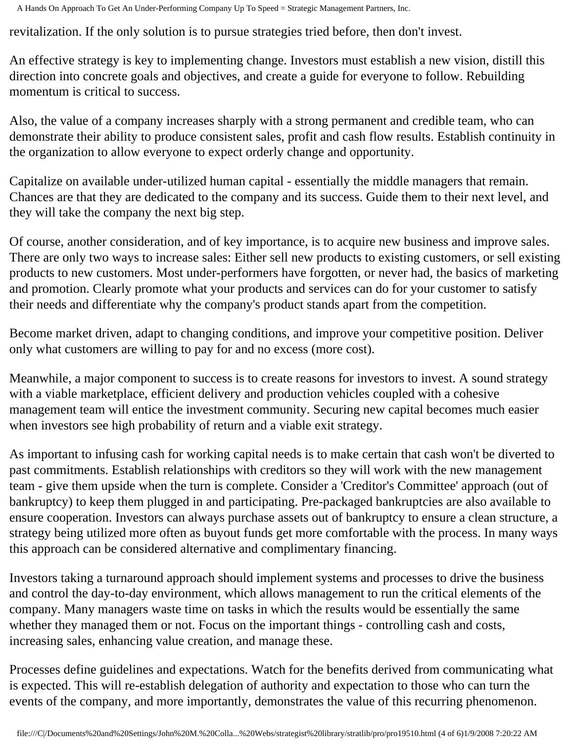revitalization. If the only solution is to pursue strategies tried before, then don't invest.

An effective strategy is key to implementing change. Investors must establish a new vision, distill this direction into concrete goals and objectives, and create a guide for everyone to follow. Rebuilding momentum is critical to success.

Also, the value of a company increases sharply with a strong permanent and credible team, who can demonstrate their ability to produce consistent sales, profit and cash flow results. Establish continuity in the organization to allow everyone to expect orderly change and opportunity.

Capitalize on available under-utilized human capital - essentially the middle managers that remain. Chances are that they are dedicated to the company and its success. Guide them to their next level, and they will take the company the next big step.

Of course, another consideration, and of key importance, is to acquire new business and improve sales. There are only two ways to increase sales: Either sell new products to existing customers, or sell existing products to new customers. Most under-performers have forgotten, or never had, the basics of marketing and promotion. Clearly promote what your products and services can do for your customer to satisfy their needs and differentiate why the company's product stands apart from the competition.

Become market driven, adapt to changing conditions, and improve your competitive position. Deliver only what customers are willing to pay for and no excess (more cost).

Meanwhile, a major component to success is to create reasons for investors to invest. A sound strategy with a viable marketplace, efficient delivery and production vehicles coupled with a cohesive management team will entice the investment community. Securing new capital becomes much easier when investors see high probability of return and a viable exit strategy.

As important to infusing cash for working capital needs is to make certain that cash won't be diverted to past commitments. Establish relationships with creditors so they will work with the new management team - give them upside when the turn is complete. Consider a 'Creditor's Committee' approach (out of bankruptcy) to keep them plugged in and participating. Pre-packaged bankruptcies are also available to ensure cooperation. Investors can always purchase assets out of bankruptcy to ensure a clean structure, a strategy being utilized more often as buyout funds get more comfortable with the process. In many ways this approach can be considered alternative and complimentary financing.

Investors taking a turnaround approach should implement systems and processes to drive the business and control the day-to-day environment, which allows management to run the critical elements of the company. Many managers waste time on tasks in which the results would be essentially the same whether they managed them or not. Focus on the important things - controlling cash and costs, increasing sales, enhancing value creation, and manage these.

Processes define guidelines and expectations. Watch for the benefits derived from communicating what is expected. This will re-establish delegation of authority and expectation to those who can turn the events of the company, and more importantly, demonstrates the value of this recurring phenomenon.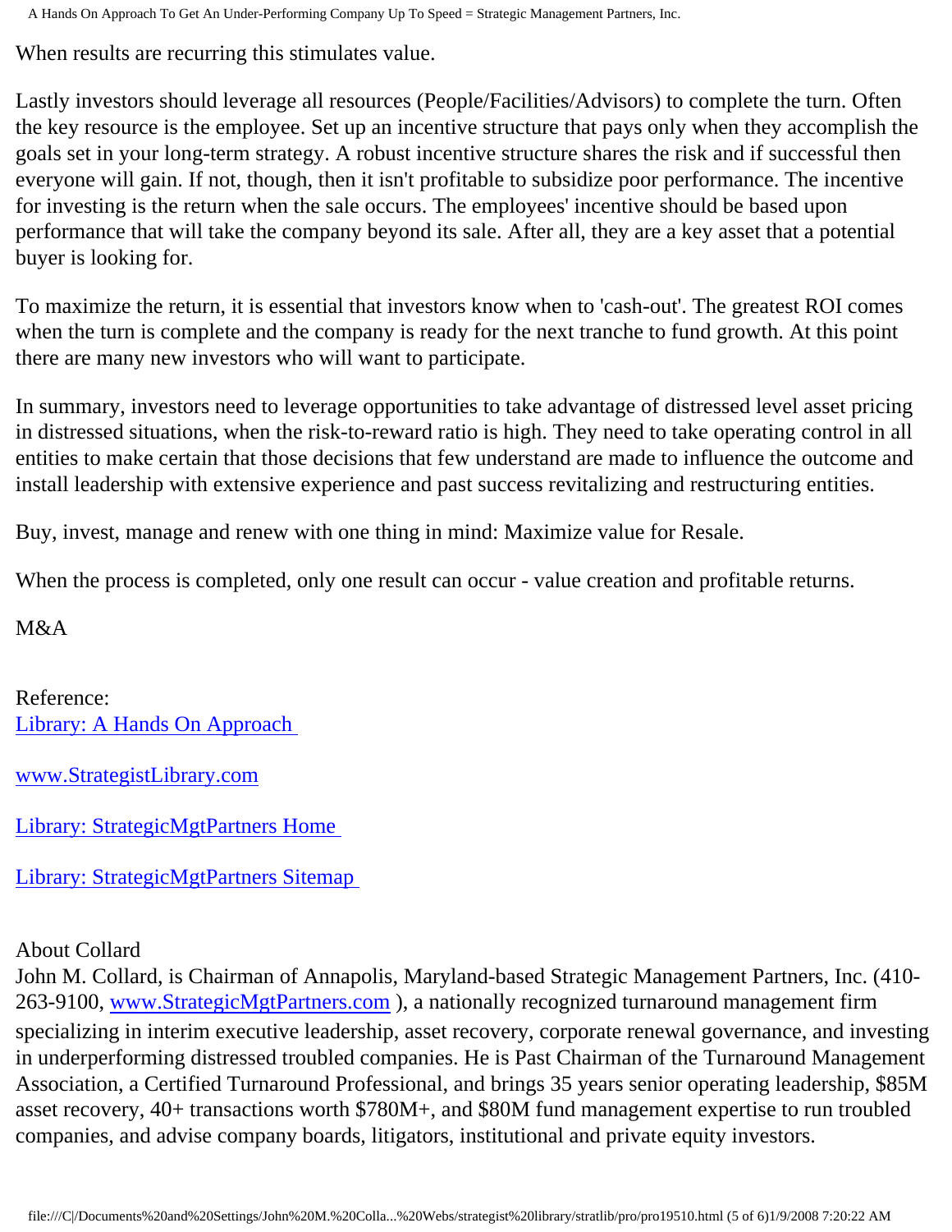When results are recurring this stimulates value.

Lastly investors should leverage all resources (People/Facilities/Advisors) to complete the turn. Often the key resource is the employee. Set up an incentive structure that pays only when they accomplish the goals set in your long-term strategy. A robust incentive structure shares the risk and if successful then everyone will gain. If not, though, then it isn't profitable to subsidize poor performance. The incentive for investing is the return when the sale occurs. The employees' incentive should be based upon performance that will take the company beyond its sale. After all, they are a key asset that a potential buyer is looking for.

To maximize the return, it is essential that investors know when to 'cash-out'. The greatest ROI comes when the turn is complete and the company is ready for the next tranche to fund growth. At this point there are many new investors who will want to participate.

In summary, investors need to leverage opportunities to take advantage of distressed level asset pricing in distressed situations, when the risk-to-reward ratio is high. They need to take operating control in all entities to make certain that those decisions that few understand are made to influence the outcome and install leadership with extensive experience and past success revitalizing and restructuring entities.

Buy, invest, manage and renew with one thing in mind: Maximize value for Resale.

When the process is completed, only one result can occur - value creation and profitable returns.

M&A

Reference:
[Library: A Hands On Approach](#)

[www.StrategistLibrary.com](#)

[Library: StrategicMgtPartners Home](#)

[Library: StrategicMgtPartners Sitemap](#)

About Collard
John M. Collard, is Chairman of Annapolis, Maryland-based Strategic Management Partners, Inc. (410-263-9100, [www.StrategicMgtPartners.com](#) ), a nationally recognized turnaround management firm specializing in interim executive leadership, asset recovery, corporate renewal governance, and investing in underperforming distressed troubled companies. He is Past Chairman of the Turnaround Management Association, a Certified Turnaround Professional, and brings 35 years senior operating leadership, $85M asset recovery, 40+ transactions worth $780M+, and $80M fund management expertise to run troubled companies, and advise company boards, litigators, institutional and private equity investors.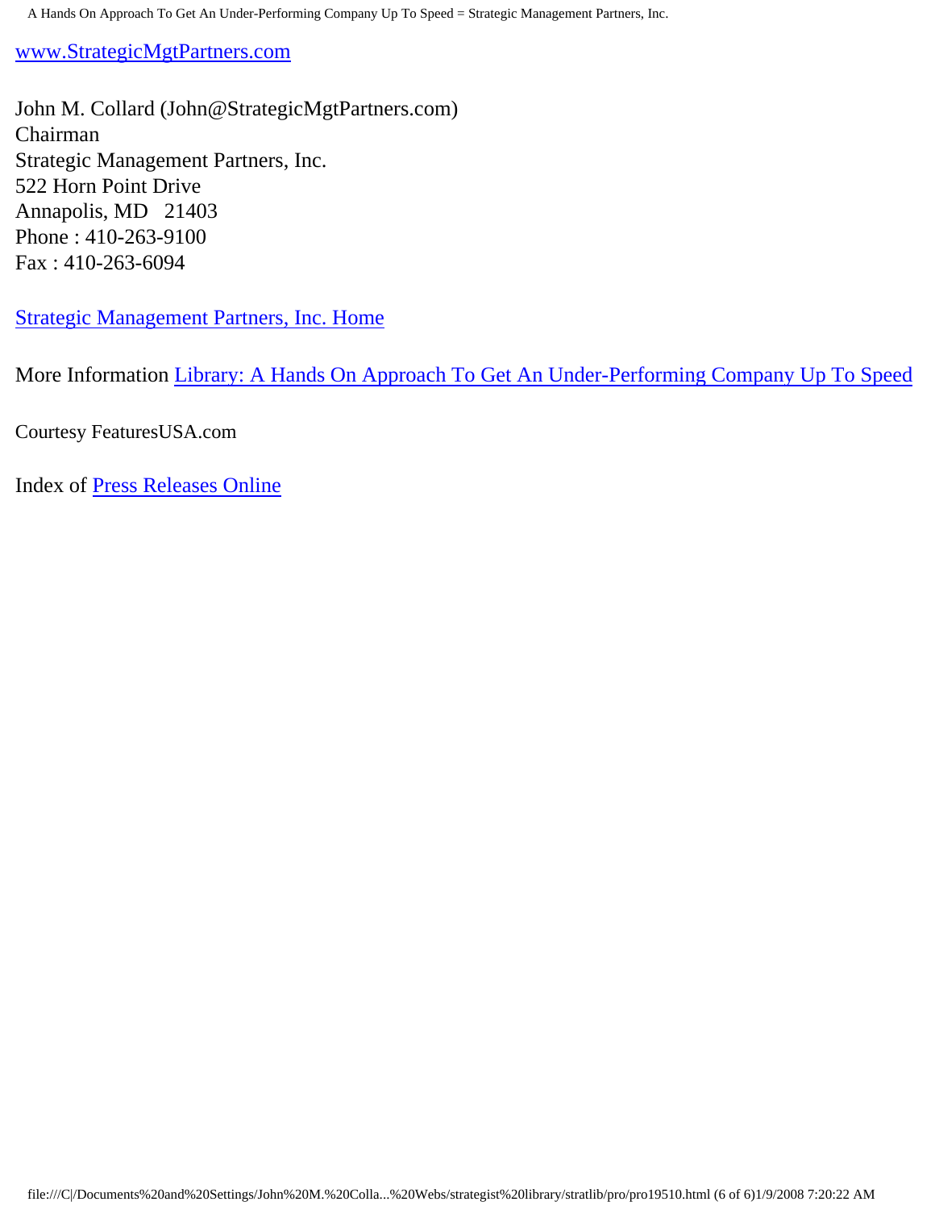www.StrategicMgtPartners.com

John M. Collard (John@StrategicMgtPartners.com)
Chairman
Strategic Management Partners, Inc.
522 Horn Point Drive
Annapolis, MD 21403
Phone : 410-263-9100
Fax : 410-263-6094

Strategic Management Partners, Inc. Home

More Information Library: A Hands On Approach To Get An Under-Performing Company Up To Speed

Courtesy FeaturesUSA.com

Index of Press Releases Online